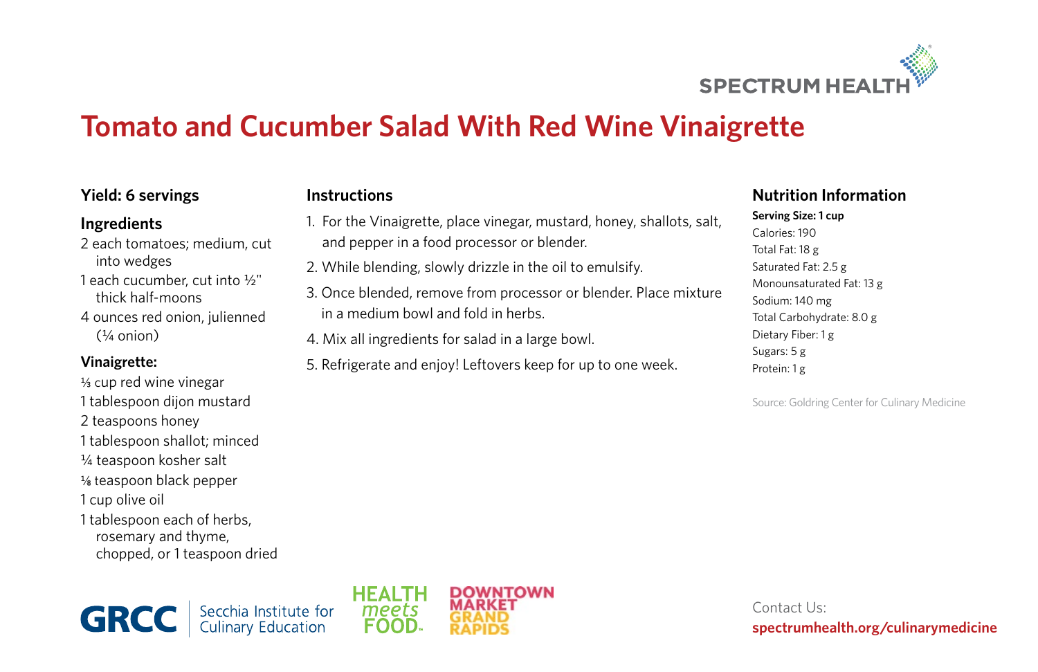# Tomato and Cucumber Salad With Red Wine Vinaigrette

**Yield: 6 servings**

## Ingredients

- 2 each tomatoes; medium, cut into wedges
- 1 each cucumber, cut into ½" thick half-moons
- 4 ounces red onion, julienned (¼ onion)

### Vinaigrette:

- ⅓ cup red wine vinegar
- 1 tablespoon dijon mustard
- 2 teaspoons honey
- 1 tablespoon shallot; minced
- ¼ teaspoon kosher salt
- ⅛ teaspoon black pepper
- 1 cup olive oil
- 1 tablespoon each of herbs, rosemary and thyme, chopped, or 1 teaspoon dried

## Instructions

1. For the Vinaigrette, place vinegar, mustard, honey, shallots, salt, and pepper in a food processor or blender.
2. While blending, slowly drizzle in the oil to emulsify.
3. Once blended, remove from processor or blender. Place mixture in a medium bowl and fold in herbs.
4. Mix all ingredients for salad in a large bowl.
5. Refrigerate and enjoy! Leftovers keep for up to one week.

## Nutrition Information

**Serving Size: 1 cup**

Calories: 190
Total Fat: 18 g
Saturated Fat: 2.5 g
Monounsaturated Fat: 13 g
Sodium: 140 mg
Total Carbohydrate: 8.0 g
Dietary Fiber: 1 g
Sugars: 5 g
Protein: 1 g

Source: Goldring Center for Culinary Medicine

GRCC Secchia Institute for Culinary Education

HEALTH meets FOOD

DOWNTOWN MARKET GRAND RAPIDS

Contact Us:
**spectrumhealth.org/culinarymedicine**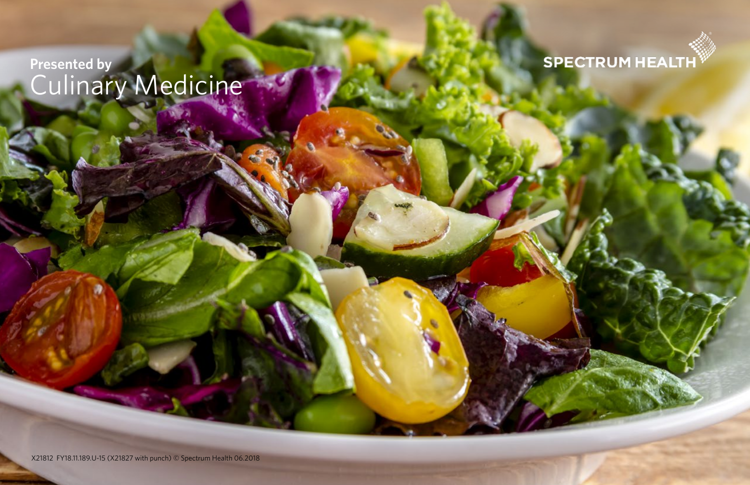Presented by

Culinary Medicine

SPECTRUM HEALTH

X21812 FY18.11.189.U-15 (X21827 with punch) © Spectrum Health 06.2018